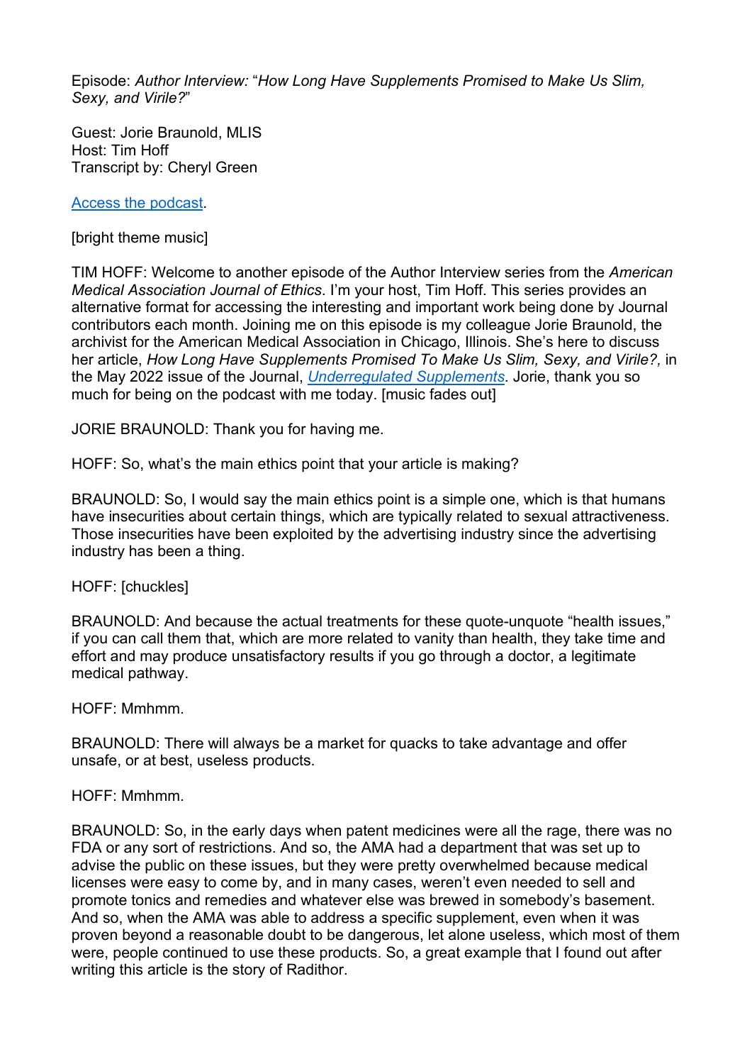Episode: *Author Interview:* "*How Long Have Supplements Promised to Make Us Slim, Sexy, and Virile?*"

Guest: Jorie Braunold, MLIS
Host: Tim Hoff
Transcript by: Cheryl Green

[Access the podcast](#).

[bright theme music]

TIM HOFF: Welcome to another episode of the Author Interview series from the *American Medical Association Journal of Ethics*. I'm your host, Tim Hoff. This series provides an alternative format for accessing the interesting and important work being done by Journal contributors each month. Joining me on this episode is my colleague Jorie Braunold, the archivist for the American Medical Association in Chicago, Illinois. She's here to discuss her article, *How Long Have Supplements Promised To Make Us Slim, Sexy, and Virile?,* in the May 2022 issue of the Journal, *[Underregulated Supplements](#)*. Jorie, thank you so much for being on the podcast with me today. [music fades out]

JORIE BRAUNOLD: Thank you for having me.

HOFF: So, what's the main ethics point that your article is making?

BRAUNOLD: So, I would say the main ethics point is a simple one, which is that humans have insecurities about certain things, which are typically related to sexual attractiveness. Those insecurities have been exploited by the advertising industry since the advertising industry has been a thing.

HOFF: [chuckles]

BRAUNOLD: And because the actual treatments for these quote-unquote "health issues," if you can call them that, which are more related to vanity than health, they take time and effort and may produce unsatisfactory results if you go through a doctor, a legitimate medical pathway.

HOFF: Mmhmm.

BRAUNOLD: There will always be a market for quacks to take advantage and offer unsafe, or at best, useless products.

HOFF: Mmhmm.

BRAUNOLD: So, in the early days when patent medicines were all the rage, there was no FDA or any sort of restrictions. And so, the AMA had a department that was set up to advise the public on these issues, but they were pretty overwhelmed because medical licenses were easy to come by, and in many cases, weren't even needed to sell and promote tonics and remedies and whatever else was brewed in somebody's basement. And so, when the AMA was able to address a specific supplement, even when it was proven beyond a reasonable doubt to be dangerous, let alone useless, which most of them were, people continued to use these products. So, a great example that I found out after writing this article is the story of Radithor.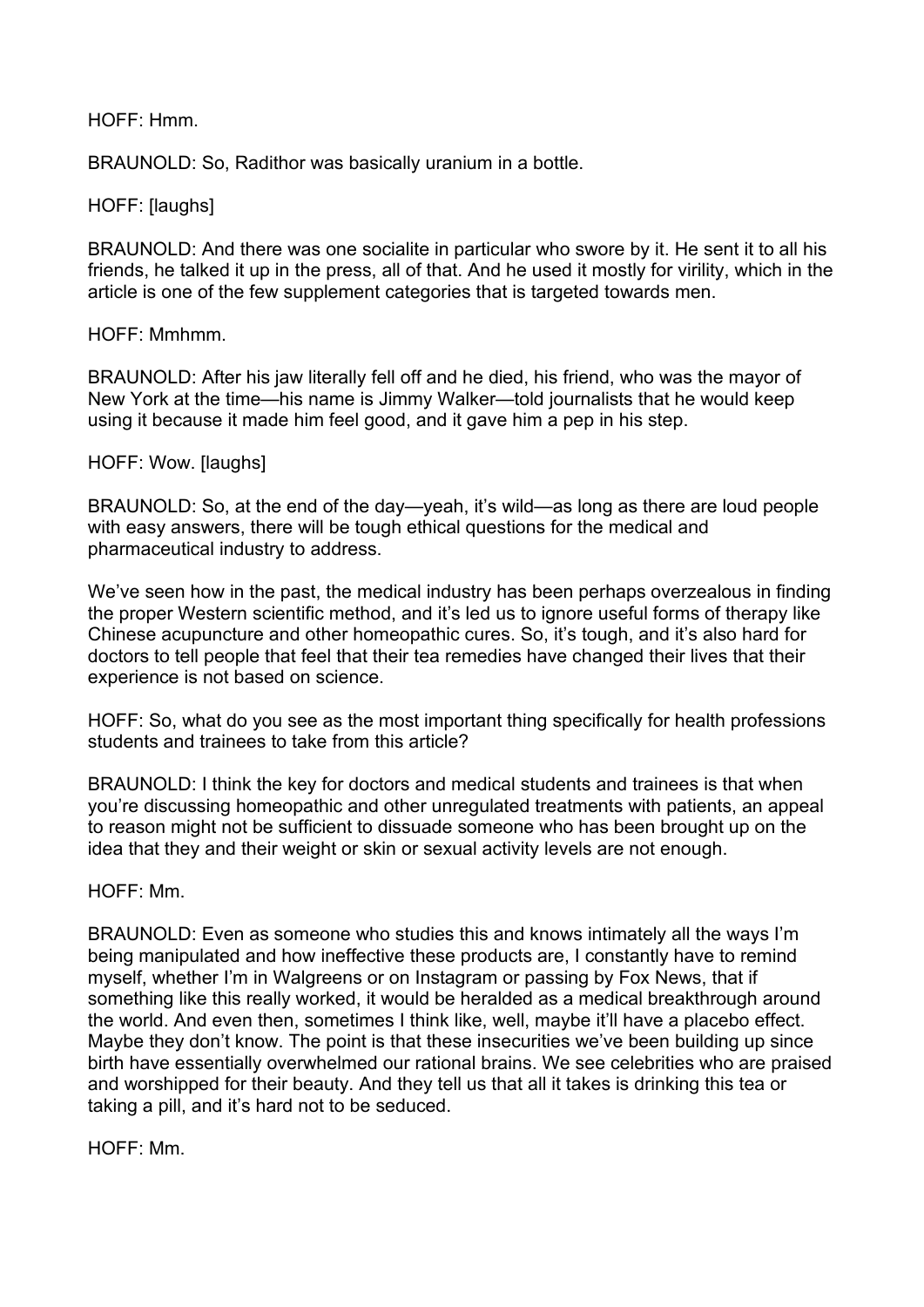HOFF: Hmm.

BRAUNOLD: So, Radithor was basically uranium in a bottle.

HOFF: [laughs]

BRAUNOLD: And there was one socialite in particular who swore by it. He sent it to all his friends, he talked it up in the press, all of that. And he used it mostly for virility, which in the article is one of the few supplement categories that is targeted towards men.

HOFF: Mmhmm.

BRAUNOLD: After his jaw literally fell off and he died, his friend, who was the mayor of New York at the time—his name is Jimmy Walker—told journalists that he would keep using it because it made him feel good, and it gave him a pep in his step.

HOFF: Wow. [laughs]

BRAUNOLD: So, at the end of the day—yeah, it's wild—as long as there are loud people with easy answers, there will be tough ethical questions for the medical and pharmaceutical industry to address.

We've seen how in the past, the medical industry has been perhaps overzealous in finding the proper Western scientific method, and it's led us to ignore useful forms of therapy like Chinese acupuncture and other homeopathic cures. So, it's tough, and it's also hard for doctors to tell people that feel that their tea remedies have changed their lives that their experience is not based on science.

HOFF: So, what do you see as the most important thing specifically for health professions students and trainees to take from this article?

BRAUNOLD: I think the key for doctors and medical students and trainees is that when you're discussing homeopathic and other unregulated treatments with patients, an appeal to reason might not be sufficient to dissuade someone who has been brought up on the idea that they and their weight or skin or sexual activity levels are not enough.

HOFF: Mm.

BRAUNOLD: Even as someone who studies this and knows intimately all the ways I'm being manipulated and how ineffective these products are, I constantly have to remind myself, whether I'm in Walgreens or on Instagram or passing by Fox News, that if something like this really worked, it would be heralded as a medical breakthrough around the world. And even then, sometimes I think like, well, maybe it'll have a placebo effect. Maybe they don't know. The point is that these insecurities we've been building up since birth have essentially overwhelmed our rational brains. We see celebrities who are praised and worshipped for their beauty. And they tell us that all it takes is drinking this tea or taking a pill, and it's hard not to be seduced.

HOFF: Mm.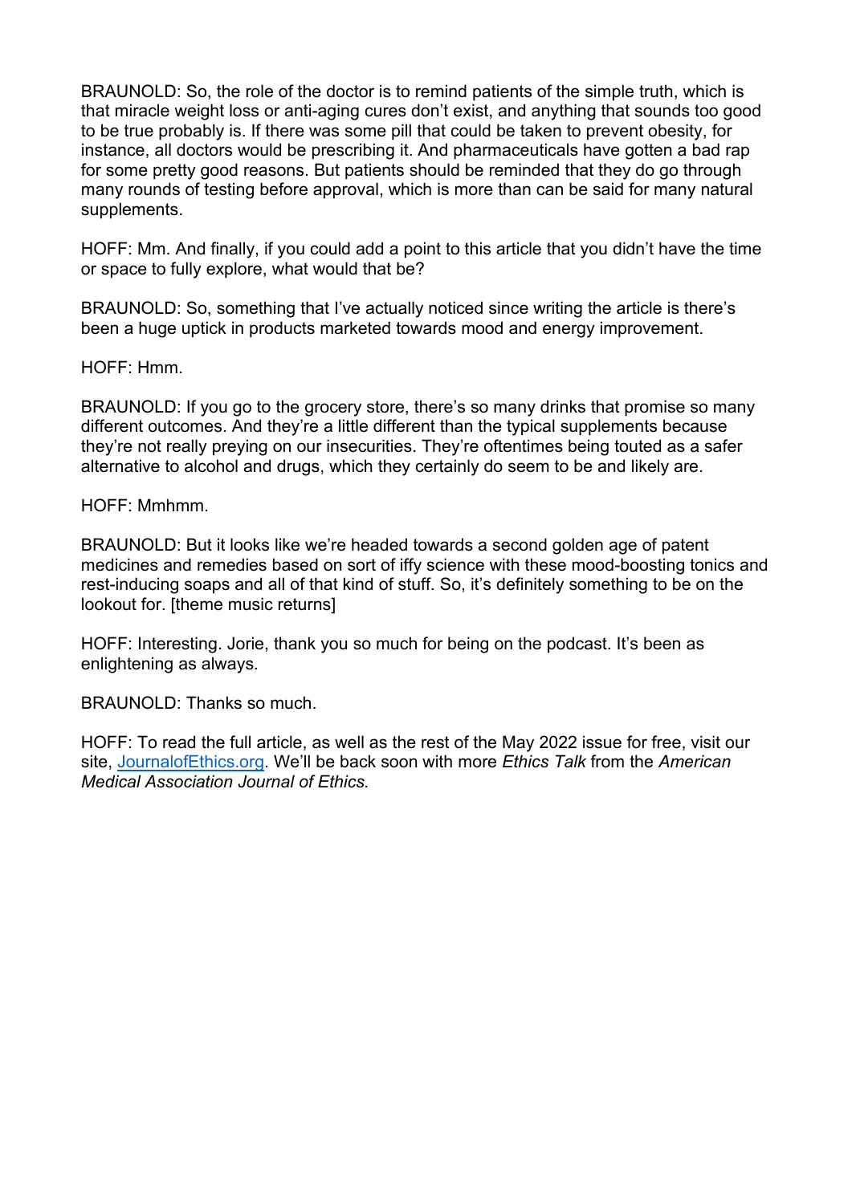BRAUNOLD: So, the role of the doctor is to remind patients of the simple truth, which is that miracle weight loss or anti-aging cures don't exist, and anything that sounds too good to be true probably is. If there was some pill that could be taken to prevent obesity, for instance, all doctors would be prescribing it. And pharmaceuticals have gotten a bad rap for some pretty good reasons. But patients should be reminded that they do go through many rounds of testing before approval, which is more than can be said for many natural supplements.

HOFF: Mm. And finally, if you could add a point to this article that you didn't have the time or space to fully explore, what would that be?

BRAUNOLD: So, something that I've actually noticed since writing the article is there's been a huge uptick in products marketed towards mood and energy improvement.

HOFF: Hmm.

BRAUNOLD: If you go to the grocery store, there's so many drinks that promise so many different outcomes. And they're a little different than the typical supplements because they're not really preying on our insecurities. They're oftentimes being touted as a safer alternative to alcohol and drugs, which they certainly do seem to be and likely are.

HOFF: Mmhmm.

BRAUNOLD: But it looks like we're headed towards a second golden age of patent medicines and remedies based on sort of iffy science with these mood-boosting tonics and rest-inducing soaps and all of that kind of stuff. So, it's definitely something to be on the lookout for. [theme music returns]

HOFF: Interesting. Jorie, thank you so much for being on the podcast. It's been as enlightening as always.

BRAUNOLD: Thanks so much.

HOFF: To read the full article, as well as the rest of the May 2022 issue for free, visit our site, [JournalofEthics.org](https://JournalofEthics.org). We'll be back soon with more *Ethics Talk* from the *American Medical Association Journal of Ethics.*